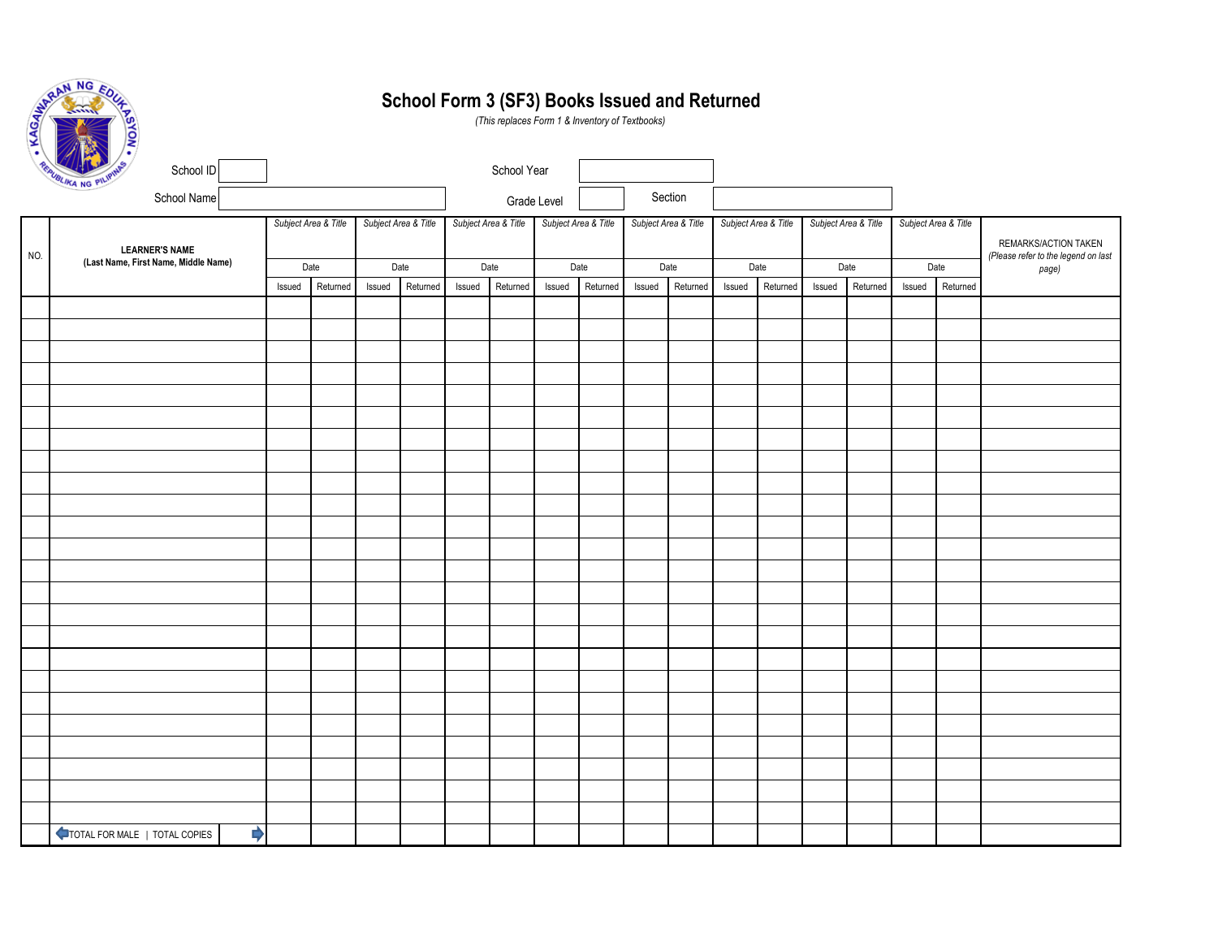# School Form 3 (SF3) Books Issued and Returned

*(This replaces Form 1 & Inventory of Textbooks)*

School ID | School Year
School Name | Grade Level | Section

| NO. | LEARNER'S NAME (Last Name, First Name, Middle Name) | *Subject Area & Title* | | *Subject Area & Title* | | *Subject Area & Title* | | *Subject Area & Title* | | *Subject Area & Title* | | *Subject Area & Title* | | *Subject Area & Title* | | *Subject Area & Title* | | REMARKS/ACTION TAKEN *(Please refer to the legend on last page)* |
|---|---|---|---|---|---|---|---|---|---|---|---|---|---|---|---|---|---|---|
| | | Date | | Date | | Date | | Date | | Date | | Date | | Date | | Date | | |
| | | Issued | Returned | Issued | Returned | Issued | Returned | Issued | Returned | Issued | Returned | Issued | Returned | Issued | Returned | Issued | Returned | |
| | | | | | | | | | | | | | | | | | | |
| | | | | | | | | | | | | | | | | | | |
| | | | | | | | | | | | | | | | | | | |
| | | | | | | | | | | | | | | | | | | |
| | | | | | | | | | | | | | | | | | | |
| | | | | | | | | | | | | | | | | | | |
| | | | | | | | | | | | | | | | | | | |
| | | | | | | | | | | | | | | | | | | |
| | | | | | | | | | | | | | | | | | | |
| | | | | | | | | | | | | | | | | | | |
| | | | | | | | | | | | | | | | | | | |
| | | | | | | | | | | | | | | | | | | |
| | | | | | | | | | | | | | | | | | | |
| | | | | | | | | | | | | | | | | | | |
| | | | | | | | | | | | | | | | | | | |
| | | | | | | | | | | | | | | | | | | |
| | | | | | | | | | | | | | | | | | | |
| | | | | | | | | | | | | | | | | | | |
| | | | | | | | | | | | | | | | | | | |
| | | | | | | | | | | | | | | | | | | |
| | | | | | | | | | | | | | | | | | | |
| | | | | | | | | | | | | | | | | | | |
| | | | | | | | | | | | | | | | | | | |
| | | | | | | | | | | | | | | | | | | |
| | TOTAL FOR MALE \| TOTAL COPIES | | | | | | | | | | | | | | | | | |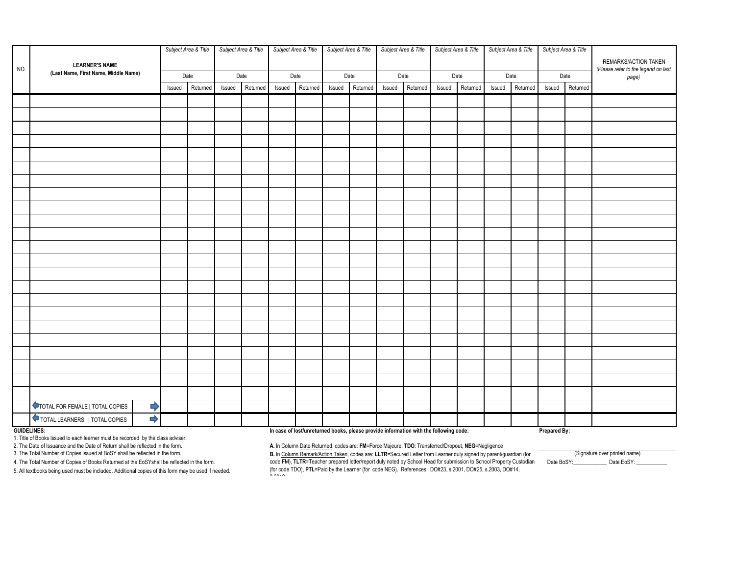| NO. | LEARNER'S NAME (Last Name, First Name, Middle Name) | *Subject Area & Title* | | *Subject Area & Title* | | *Subject Area & Title* | | *Subject Area & Title* | | *Subject Area & Title* | | *Subject Area & Title* | | *Subject Area & Title* | | *Subject Area & Title* | | REMARKS/ACTION TAKEN *(Please refer to the legend on last page)* |
|---|---|---|---|---|---|---|---|---|---|---|---|---|---|---|---|---|---|---|
| | | Date | | Date | | Date | | Date | | Date | | Date | | Date | | Date | | |
| | | Issued | Returned | Issued | Returned | Issued | Returned | Issued | Returned | Issued | Returned | Issued | Returned | Issued | Returned | Issued | Returned | |
| | | | | | | | | | | | | | | | | | | |
| | | | | | | | | | | | | | | | | | | |
| | | | | | | | | | | | | | | | | | | |
| | | | | | | | | | | | | | | | | | | |
| | | | | | | | | | | | | | | | | | | |
| | | | | | | | | | | | | | | | | | | |
| | | | | | | | | | | | | | | | | | | |
| | | | | | | | | | | | | | | | | | | |
| | | | | | | | | | | | | | | | | | | |
| | | | | | | | | | | | | | | | | | | |
| | | | | | | | | | | | | | | | | | | |
| | | | | | | | | | | | | | | | | | | |
| | | | | | | | | | | | | | | | | | | |
| | | | | | | | | | | | | | | | | | | |
| | | | | | | | | | | | | | | | | | | |
| | | | | | | | | | | | | | | | | | | |
| | | | | | | | | | | | | | | | | | | |
| | | | | | | | | | | | | | | | | | | |
| | | | | | | | | | | | | | | | | | | |
| | | | | | | | | | | | | | | | | | | |
| | | | | | | | | | | | | | | | | | | |
| | | | | | | | | | | | | | | | | | | |
| | | | | | | | | | | | | | | | | | | |
| | TOTAL FOR FEMALE \| TOTAL COPIES | | | | | | | | | | | | | | | | | |
| | TOTAL LEARNERS \| TOTAL COPIES | | | | | | | | | | | | | | | | | |

**GUIDELINES:**

1. Title of Books Issued to each learner must be recorded by the class adviser.
2. The Date of Issuance and the Date of Return shall be reflected in the form.
3. The Total Number of Copies issued at BoSY shall be reflected in the form.
4. The Total Number of Copies of Books Returned at the EoSYshall be reflected in the form.
5. All textbooks being used must be included. Additional copies of this form may be used if needed.

**In case of lost/unreturned books, please provide information with the following code:**

**A.** In Column Date Returned, codes are: **FM**=Force Majeure, **TDO**: Transferred/Dropout, **NEG**=Negligence

**B.** In Column Remark/Action Taken, codes are: **LLTR**=Secured Letter from Learner duly signed by parent/guardian (for code FM), **TLTR**=Teacher prepared letter/report duly noted by School Head for submission to School Property Custodian (for code TDO), **PTL**=Paid by the Learner (for code NEG). References: DO#23, s.2001, DO#25, s.2003, DO#14, s.2012

**Prepared By:**

_______________________________

(Signature over printed name)

Date BoSY:____________ Date EoSY: ___________